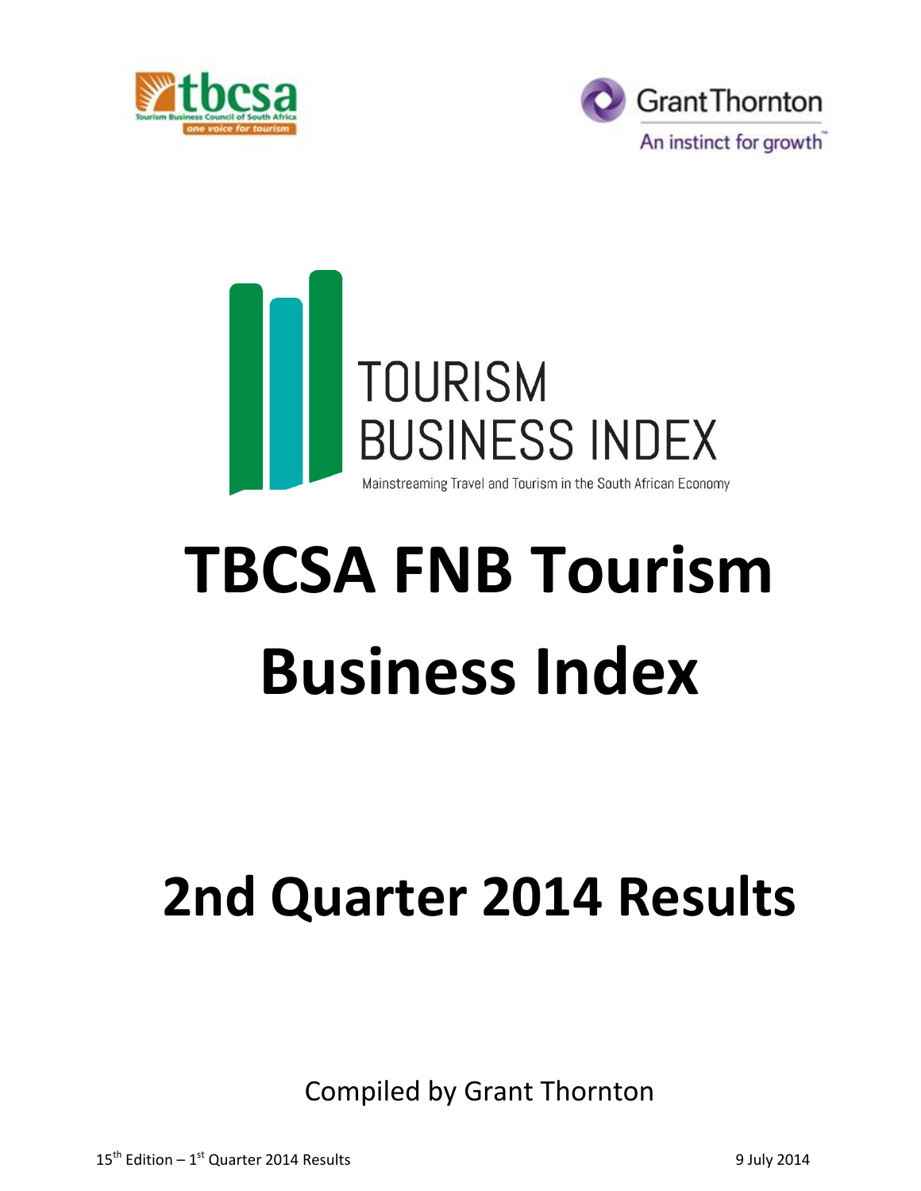tbcsa
Tourism Business Council of South Africa
one voice for tourism

Grant Thornton
An instinct for growth

TOURISM BUSINESS INDEX
Mainstreaming Travel and Tourism in the South African Economy

# TBCSA FNB Tourism Business Index

# 2nd Quarter 2014 Results

Compiled by Grant Thornton

15th Edition – 1st Quarter 2014 Results

9 July 2014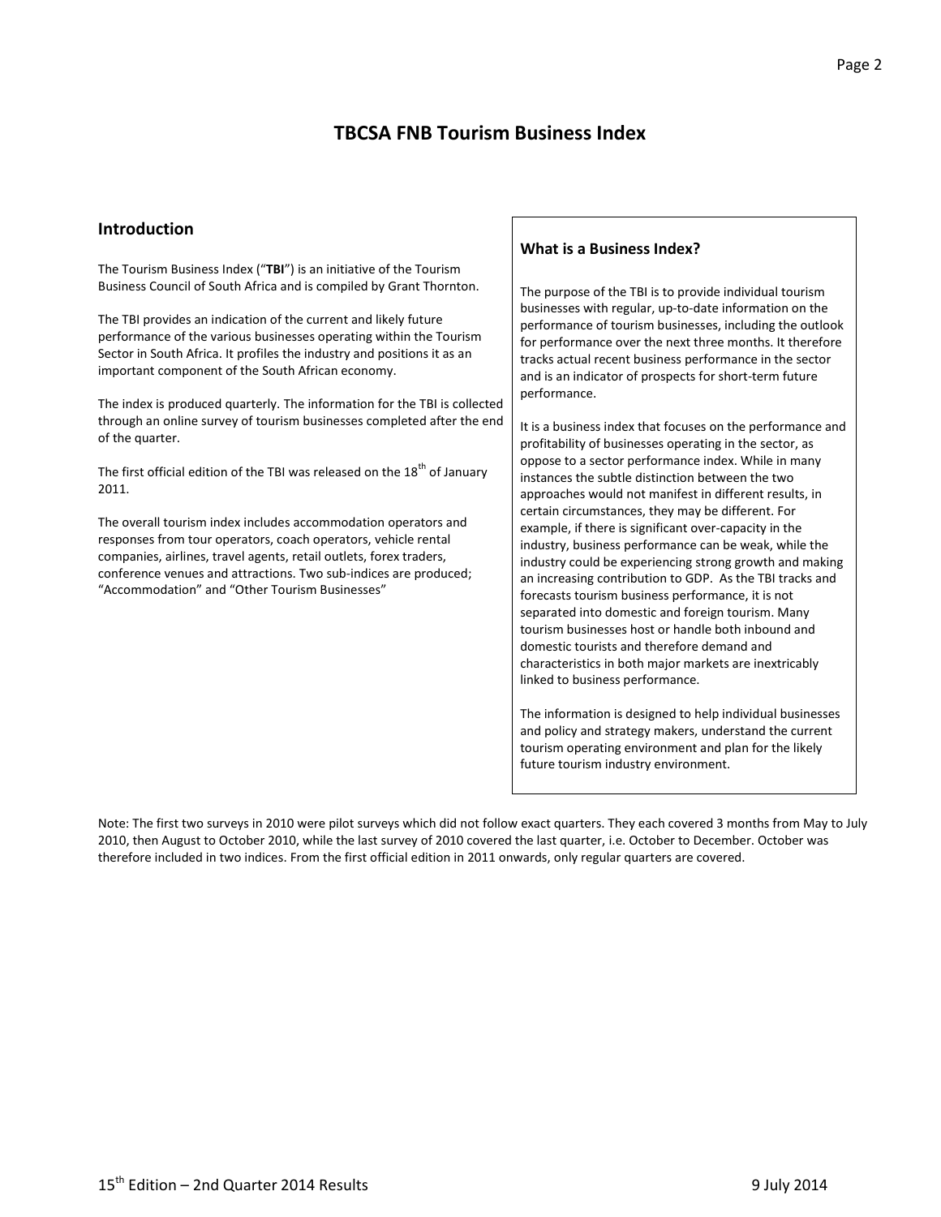# TBCSA FNB Tourism Business Index

## Introduction

The Tourism Business Index ("**TBI**") is an initiative of the Tourism Business Council of South Africa and is compiled by Grant Thornton.

The TBI provides an indication of the current and likely future performance of the various businesses operating within the Tourism Sector in South Africa. It profiles the industry and positions it as an important component of the South African economy.

The index is produced quarterly. The information for the TBI is collected through an online survey of tourism businesses completed after the end of the quarter.

The first official edition of the TBI was released on the 18th of January 2011.

The overall tourism index includes accommodation operators and responses from tour operators, coach operators, vehicle rental companies, airlines, travel agents, retail outlets, forex traders, conference venues and attractions. Two sub-indices are produced; "Accommodation" and "Other Tourism Businesses"

### What is a Business Index?

The purpose of the TBI is to provide individual tourism businesses with regular, up-to-date information on the performance of tourism businesses, including the outlook for performance over the next three months. It therefore tracks actual recent business performance in the sector and is an indicator of prospects for short-term future performance.

It is a business index that focuses on the performance and profitability of businesses operating in the sector, as oppose to a sector performance index. While in many instances the subtle distinction between the two approaches would not manifest in different results, in certain circumstances, they may be different. For example, if there is significant over-capacity in the industry, business performance can be weak, while the industry could be experiencing strong growth and making an increasing contribution to GDP. As the TBI tracks and forecasts tourism business performance, it is not separated into domestic and foreign tourism. Many tourism businesses host or handle both inbound and domestic tourists and therefore demand and characteristics in both major markets are inextricably linked to business performance.

The information is designed to help individual businesses and policy and strategy makers, understand the current tourism operating environment and plan for the likely future tourism industry environment.

Note: The first two surveys in 2010 were pilot surveys which did not follow exact quarters. They each covered 3 months from May to July 2010, then August to October 2010, while the last survey of 2010 covered the last quarter, i.e. October to December. October was therefore included in two indices. From the first official edition in 2011 onwards, only regular quarters are covered.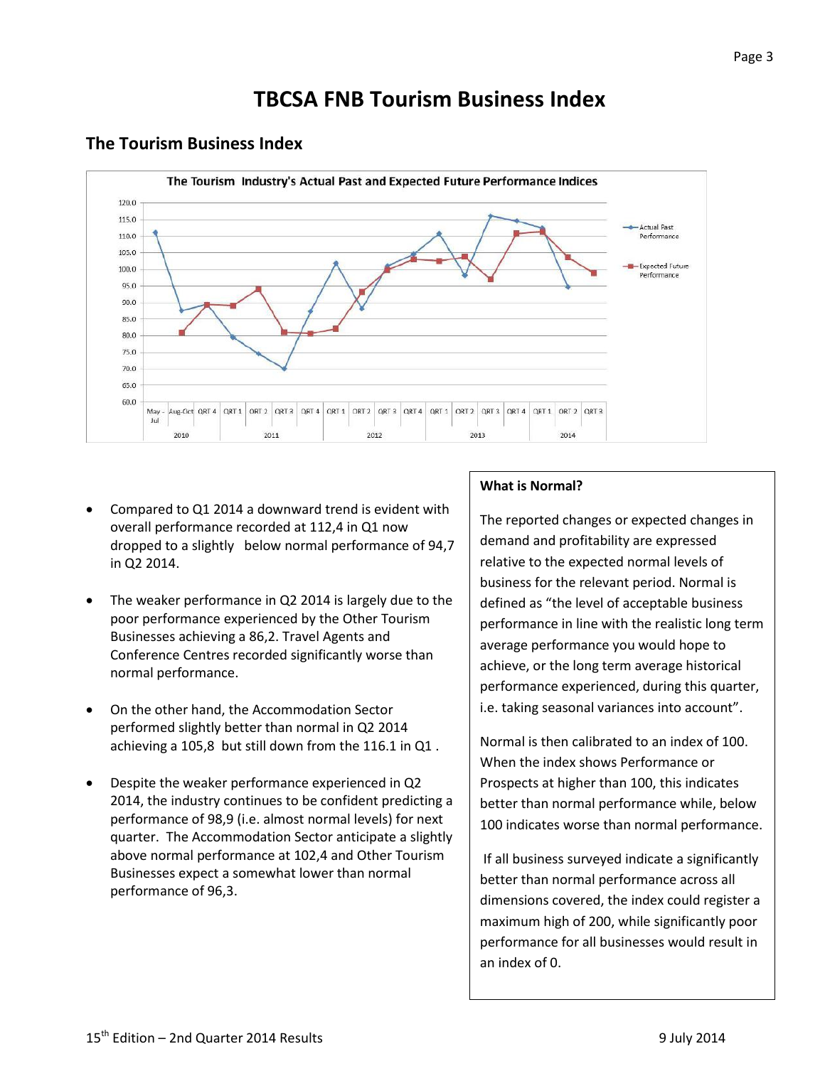# TBCSA FNB Tourism Business Index

## The Tourism Business Index

The Tourism Industry's Actual Past and Expected Future Performance Indices

- Compared to Q1 2014 a downward trend is evident with overall performance recorded at 112,4 in Q1 now dropped to a slightly below normal performance of 94,7 in Q2 2014.

- The weaker performance in Q2 2014 is largely due to the poor performance experienced by the Other Tourism Businesses achieving a 86,2. Travel Agents and Conference Centres recorded significantly worse than normal performance.

- On the other hand, the Accommodation Sector performed slightly better than normal in Q2 2014 achieving a 105,8 but still down from the 116.1 in Q1 .

- Despite the weaker performance experienced in Q2 2014, the industry continues to be confident predicting a performance of 98,9 (i.e. almost normal levels) for next quarter. The Accommodation Sector anticipate a slightly above normal performance at 102,4 and Other Tourism Businesses expect a somewhat lower than normal performance of 96,3.

**What is Normal?**

The reported changes or expected changes in demand and profitability are expressed relative to the expected normal levels of business for the relevant period. Normal is defined as "the level of acceptable business performance in line with the realistic long term average performance you would hope to achieve, or the long term average historical performance experienced, during this quarter, i.e. taking seasonal variances into account".

Normal is then calibrated to an index of 100. When the index shows Performance or Prospects at higher than 100, this indicates better than normal performance while, below 100 indicates worse than normal performance.

If all business surveyed indicate a significantly better than normal performance across all dimensions covered, the index could register a maximum high of 200, while significantly poor performance for all businesses would result in an index of 0.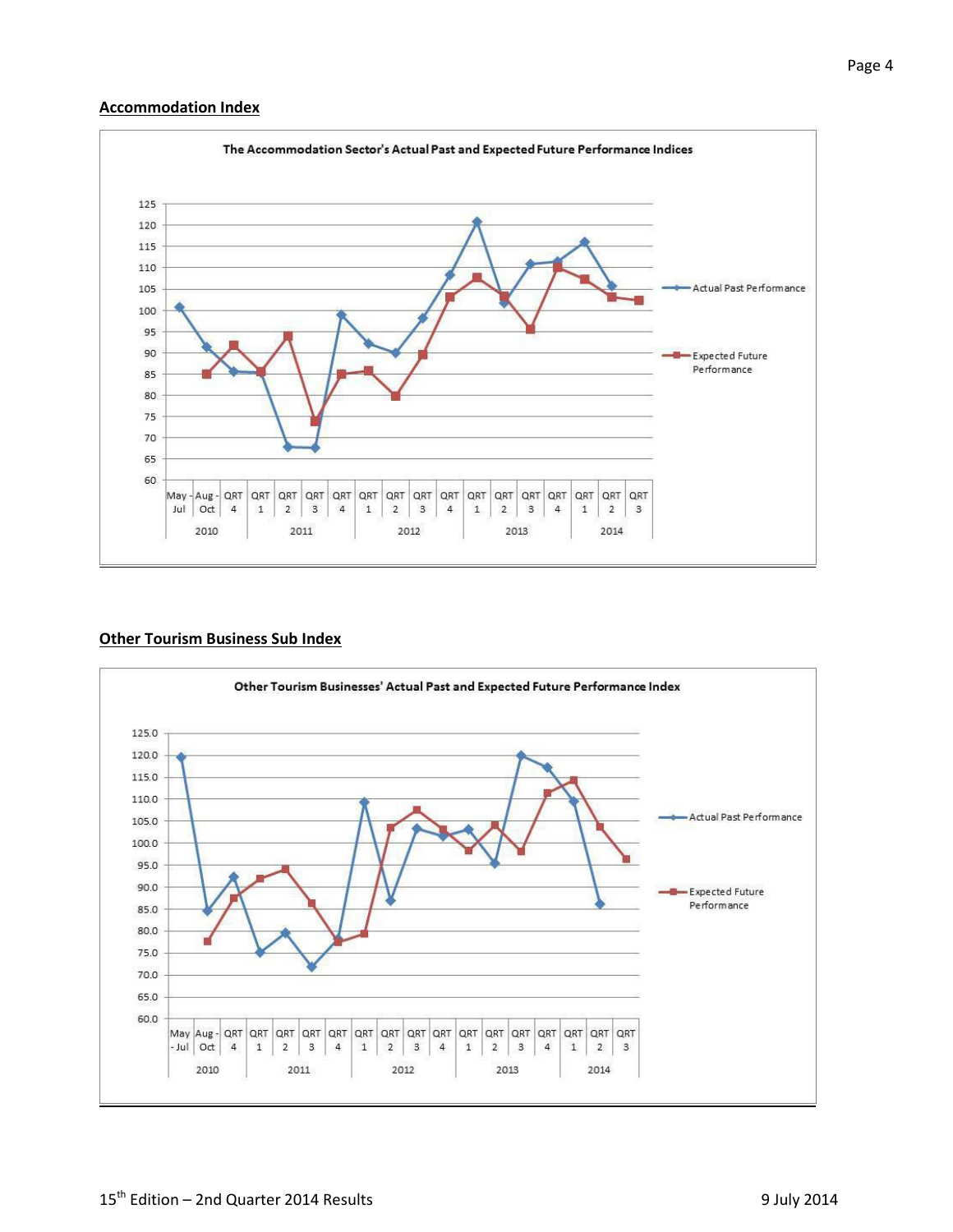## Accommodation Index

The Accommodation Sector's Actual Past and Expected Future Performance Indices

## Other Tourism Business Sub Index

Other Tourism Businesses' Actual Past and Expected Future Performance Index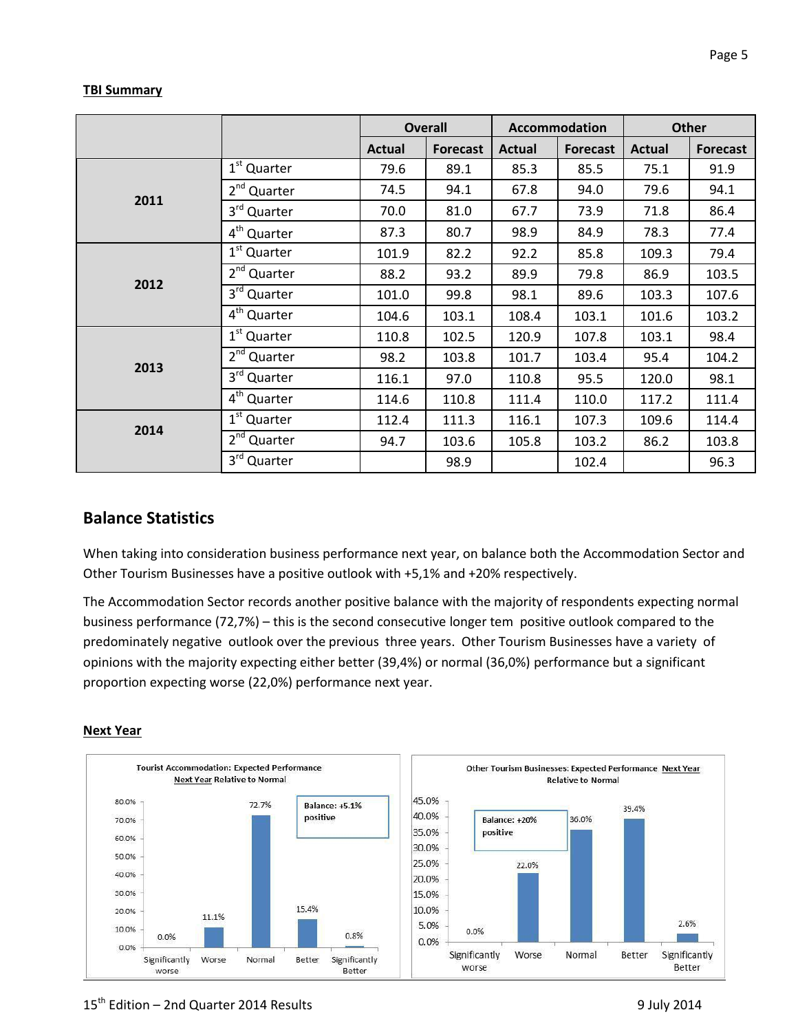### TBI Summary

| | | Overall | | Accommodation | | Other | |
|---|---|---|---|---|---|---|---|
| | | Actual | Forecast | Actual | Forecast | Actual | Forecast |
| 2011 | 1st Quarter | 79.6 | 89.1 | 85.3 | 85.5 | 75.1 | 91.9 |
| | 2nd Quarter | 74.5 | 94.1 | 67.8 | 94.0 | 79.6 | 94.1 |
| | 3rd Quarter | 70.0 | 81.0 | 67.7 | 73.9 | 71.8 | 86.4 |
| | 4th Quarter | 87.3 | 80.7 | 98.9 | 84.9 | 78.3 | 77.4 |
| 2012 | 1st Quarter | 101.9 | 82.2 | 92.2 | 85.8 | 109.3 | 79.4 |
| | 2nd Quarter | 88.2 | 93.2 | 89.9 | 79.8 | 86.9 | 103.5 |
| | 3rd Quarter | 101.0 | 99.8 | 98.1 | 89.6 | 103.3 | 107.6 |
| | 4th Quarter | 104.6 | 103.1 | 108.4 | 103.1 | 101.6 | 103.2 |
| 2013 | 1st Quarter | 110.8 | 102.5 | 120.9 | 107.8 | 103.1 | 98.4 |
| | 2nd Quarter | 98.2 | 103.8 | 101.7 | 103.4 | 95.4 | 104.2 |
| | 3rd Quarter | 116.1 | 97.0 | 110.8 | 95.5 | 120.0 | 98.1 |
| | 4th Quarter | 114.6 | 110.8 | 111.4 | 110.0 | 117.2 | 111.4 |
| 2014 | 1st Quarter | 112.4 | 111.3 | 116.1 | 107.3 | 109.6 | 114.4 |
| | 2nd Quarter | 94.7 | 103.6 | 105.8 | 103.2 | 86.2 | 103.8 |
| | 3rd Quarter | | 98.9 | | 102.4 | | 96.3 |

## Balance Statistics

When taking into consideration business performance next year, on balance both the Accommodation Sector and Other Tourism Businesses have a positive outlook with +5,1% and +20% respectively.

The Accommodation Sector records another positive balance with the majority of respondents expecting normal business performance (72,7%) – this is the second consecutive longer tem positive outlook compared to the predominately negative outlook over the previous three years. Other Tourism Businesses have a variety of opinions with the majority expecting either better (39,4%) or normal (36,0%) performance but a significant proportion expecting worse (22,0%) performance next year.

### Next Year

**Tourist Accommodation: Expected Performance Next Year Relative to Normal**

Balance: +5.1% positive

| Significantly worse | Worse | Normal | Better | Significantly Better |
|---|---|---|---|---|
| 0.0% | 11.1% | 72.7% | 15.4% | 0.8% |

**Other Tourism Businesses: Expected Performance Next Year Relative to Normal**

Balance: +20% positive

| Significantly worse | Worse | Normal | Better | Significantly Better |
|---|---|---|---|---|
| 0.0% | 22.0% | 36.0% | 39.4% | 2.6% |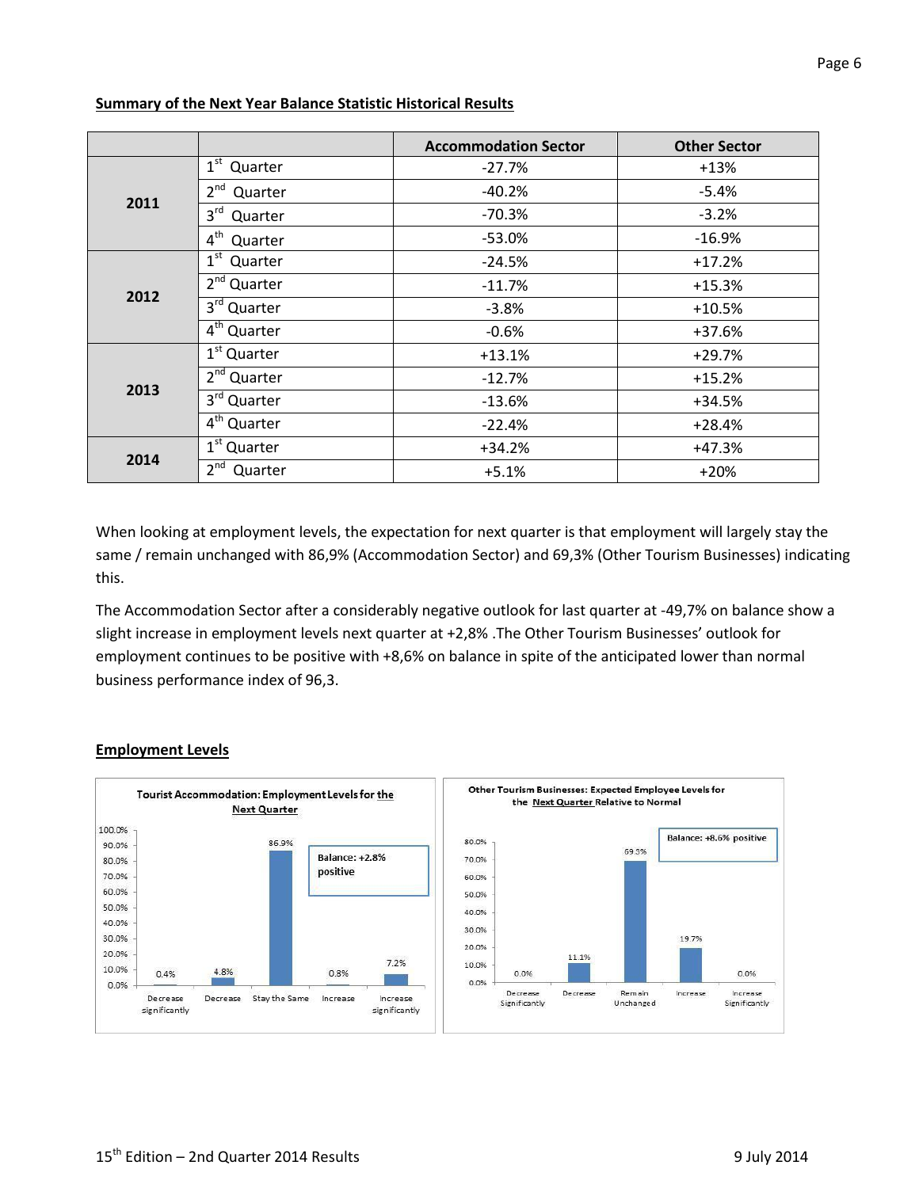**Summary of the Next Year Balance Statistic Historical Results**

| | | Accommodation Sector | Other Sector |
|---|---|---|---|
| 2011 | 1st Quarter | -27.7% | +13% |
| | 2nd Quarter | -40.2% | -5.4% |
| | 3rd Quarter | -70.3% | -3.2% |
| | 4th Quarter | -53.0% | -16.9% |
| 2012 | 1st Quarter | -24.5% | +17.2% |
| | 2nd Quarter | -11.7% | +15.3% |
| | 3rd Quarter | -3.8% | +10.5% |
| | 4th Quarter | -0.6% | +37.6% |
| 2013 | 1st Quarter | +13.1% | +29.7% |
| | 2nd Quarter | -12.7% | +15.2% |
| | 3rd Quarter | -13.6% | +34.5% |
| | 4th Quarter | -22.4% | +28.4% |
| 2014 | 1st Quarter | +34.2% | +47.3% |
| | 2nd Quarter | +5.1% | +20% |

When looking at employment levels, the expectation for next quarter is that employment will largely stay the same / remain unchanged with 86,9% (Accommodation Sector) and 69,3% (Other Tourism Businesses) indicating this.

The Accommodation Sector after a considerably negative outlook for last quarter at -49,7% on balance show a slight increase in employment levels next quarter at +2,8% .The Other Tourism Businesses' outlook for employment continues to be positive with +8,6% on balance in spite of the anticipated lower than normal business performance index of 96,3.

**Employment Levels**

**Tourist Accommodation: Employment Levels for the Next Quarter** (Balance: +2.8% positive)

| Decrease significantly | Decrease | Stay the Same | Increase | Increase significantly |
|---|---|---|---|---|
| 0.4% | 4.8% | 86.9% | 0.8% | 7.2% |

**Other Tourism Businesses: Expected Employee Levels for the Next Quarter Relative to Normal** (Balance: +8.6% positive)

| Decrease Significantly | Decrease | Remain Unchanged | Increase | Increase Significantly |
|---|---|---|---|---|
| 0.0% | 11.1% | 69.3% | 19.7% | 0.0% |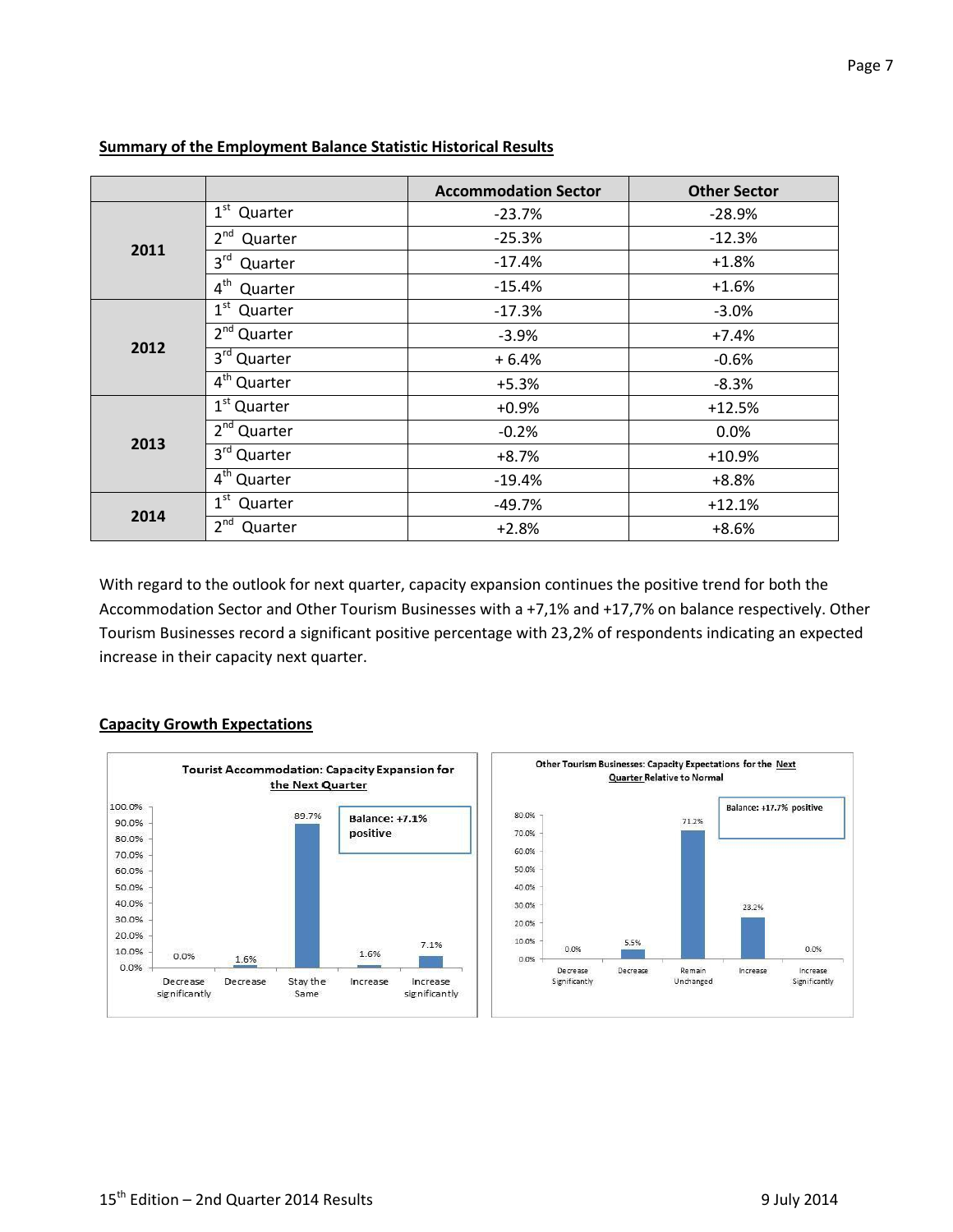## Summary of the Employment Balance Statistic Historical Results

| | | Accommodation Sector | Other Sector |
|---|---|---|---|
| 2011 | 1st Quarter | -23.7% | -28.9% |
| | 2nd Quarter | -25.3% | -12.3% |
| | 3rd Quarter | -17.4% | +1.8% |
| | 4th Quarter | -15.4% | +1.6% |
| 2012 | 1st Quarter | -17.3% | -3.0% |
| | 2nd Quarter | -3.9% | +7.4% |
| | 3rd Quarter | + 6.4% | -0.6% |
| | 4th Quarter | +5.3% | -8.3% |
| 2013 | 1st Quarter | +0.9% | +12.5% |
| | 2nd Quarter | -0.2% | 0.0% |
| | 3rd Quarter | +8.7% | +10.9% |
| | 4th Quarter | -19.4% | +8.8% |
| 2014 | 1st Quarter | -49.7% | +12.1% |
| | 2nd Quarter | +2.8% | +8.6% |

With regard to the outlook for next quarter, capacity expansion continues the positive trend for both the Accommodation Sector and Other Tourism Businesses with a +7,1% and +17,7% on balance respectively. Other Tourism Businesses record a significant positive percentage with 23,2% of respondents indicating an expected increase in their capacity next quarter.

## Capacity Growth Expectations

**Tourist Accommodation: Capacity Expansion for the Next Quarter**

Balance: +7.1% positive

| Decrease significantly | Decrease | Stay the Same | Increase | Increase significantly |
|---|---|---|---|---|
| 0.0% | 1.6% | 89.7% | 1.6% | 7.1% |

**Other Tourism Businesses: Capacity Expectations for the Next Quarter Relative to Normal**

Balance: +17.7% positive

| Decrease Significantly | Decrease | Remain Unchanged | Increase | Increase Significantly |
|---|---|---|---|---|
| 0.0% | 5.5% | 71.2% | 23.2% | 0.0% |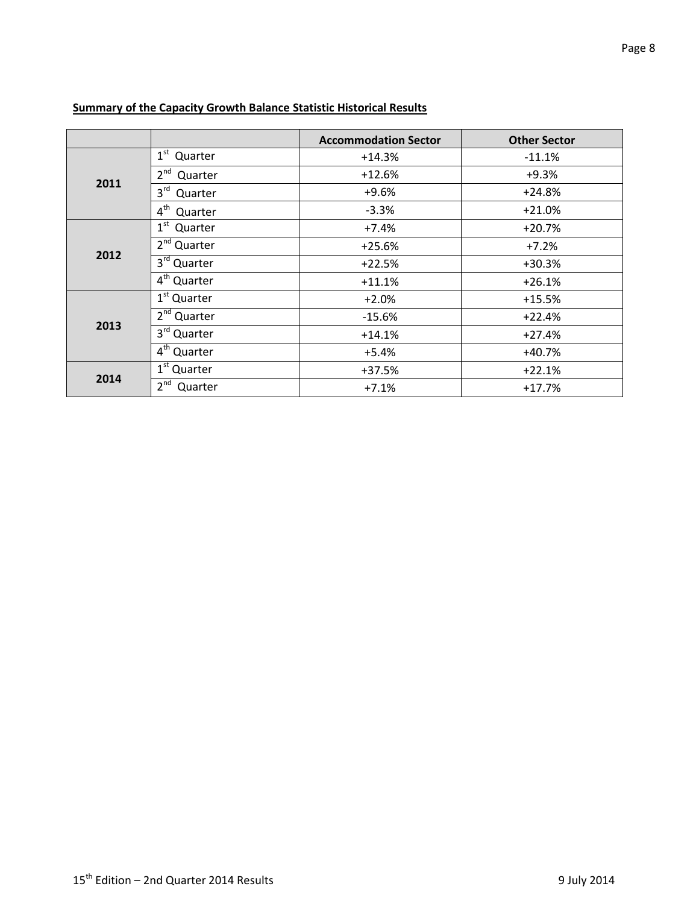**Summary of the Capacity Growth Balance Statistic Historical Results**

| | | Accommodation Sector | Other Sector |
|---|---|---|---|
| 2011 | 1st Quarter | +14.3% | -11.1% |
| | 2nd Quarter | +12.6% | +9.3% |
| | 3rd Quarter | +9.6% | +24.8% |
| | 4th Quarter | -3.3% | +21.0% |
| 2012 | 1st Quarter | +7.4% | +20.7% |
| | 2nd Quarter | +25.6% | +7.2% |
| | 3rd Quarter | +22.5% | +30.3% |
| | 4th Quarter | +11.1% | +26.1% |
| 2013 | 1st Quarter | +2.0% | +15.5% |
| | 2nd Quarter | -15.6% | +22.4% |
| | 3rd Quarter | +14.1% | +27.4% |
| | 4th Quarter | +5.4% | +40.7% |
| 2014 | 1st Quarter | +37.5% | +22.1% |
| | 2nd Quarter | +7.1% | +17.7% |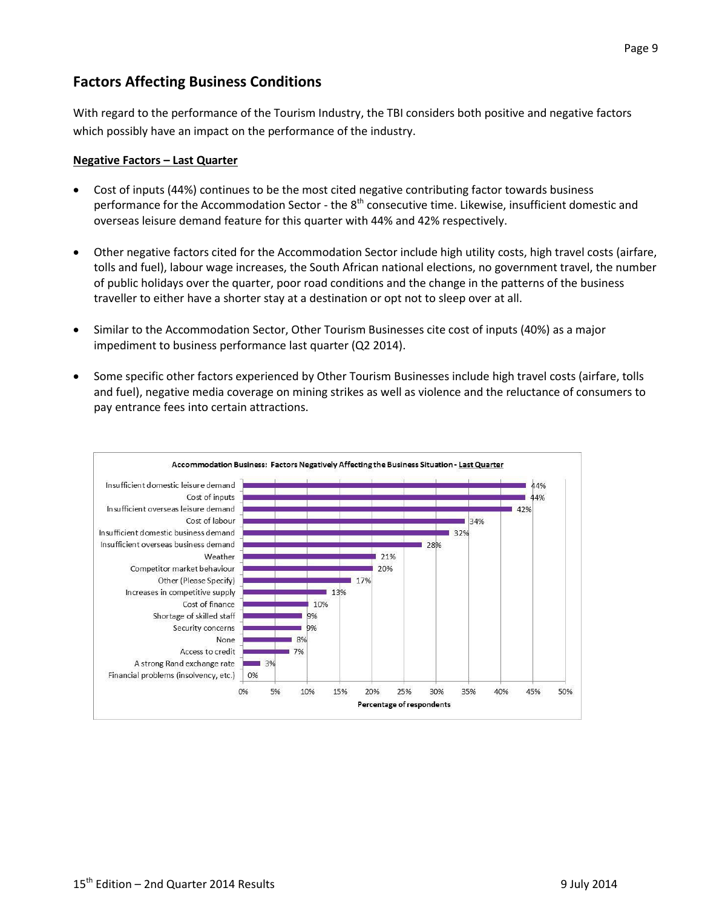## Factors Affecting Business Conditions

With regard to the performance of the Tourism Industry, the TBI considers both positive and negative factors which possibly have an impact on the performance of the industry.

**Negative Factors – Last Quarter**

- Cost of inputs (44%) continues to be the most cited negative contributing factor towards business performance for the Accommodation Sector - the 8th consecutive time. Likewise, insufficient domestic and overseas leisure demand feature for this quarter with 44% and 42% respectively.
- Other negative factors cited for the Accommodation Sector include high utility costs, high travel costs (airfare, tolls and fuel), labour wage increases, the South African national elections, no government travel, the number of public holidays over the quarter, poor road conditions and the change in the patterns of the business traveller to either have a shorter stay at a destination or opt not to sleep over at all.
- Similar to the Accommodation Sector, Other Tourism Businesses cite cost of inputs (40%) as a major impediment to business performance last quarter (Q2 2014).
- Some specific other factors experienced by Other Tourism Businesses include high travel costs (airfare, tolls and fuel), negative media coverage on mining strikes as well as violence and the reluctance of consumers to pay entrance fees into certain attractions.

**Accommodation Business: Factors Negatively Affecting the Business Situation - Last Quarter**

| Factor | Percentage of respondents |
|---|---|
| Insufficient domestic leisure demand | 44% |
| Cost of inputs | 44% |
| Insufficient overseas leisure demand | 42% |
| Cost of labour | 34% |
| Insufficient domestic business demand | 32% |
| Insufficient overseas business demand | 28% |
| Weather | 21% |
| Competitor market behaviour | 20% |
| Other (Please Specify) | 17% |
| Increases in competitive supply | 13% |
| Cost of finance | 10% |
| Shortage of skilled staff | 9% |
| Security concerns | 9% |
| None | 8% |
| Access to credit | 7% |
| A strong Rand exchange rate | 3% |
| Financial problems (insolvency, etc.) | 0% |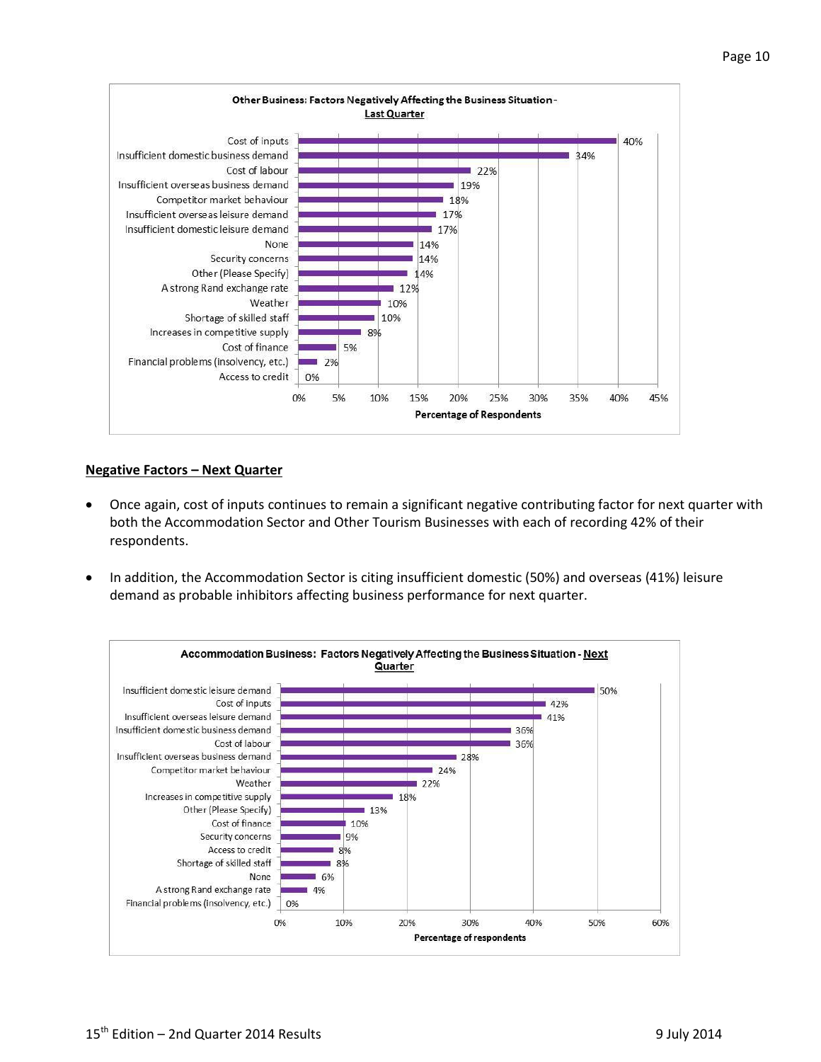**Other Business: Factors Negatively Affecting the Business Situation - Last Quarter**

| Factor | Percentage of Respondents |
|---|---|
| Cost of inputs | 40% |
| Insufficient domestic business demand | 34% |
| Cost of labour | 22% |
| Insufficient overseas business demand | 19% |
| Competitor market behaviour | 18% |
| Insufficient overseas leisure demand | 17% |
| Insufficient domestic leisure demand | 17% |
| None | 14% |
| Security concerns | 14% |
| Other (Please Specify) | 14% |
| A strong Rand exchange rate | 12% |
| Weather | 10% |
| Shortage of skilled staff | 10% |
| Increases in competitive supply | 8% |
| Cost of finance | 5% |
| Financial problems (insolvency, etc.) | 2% |
| Access to credit | 0% |

## Negative Factors – Next Quarter

- Once again, cost of inputs continues to remain a significant negative contributing factor for next quarter with both the Accommodation Sector and Other Tourism Businesses with each of recording 42% of their respondents.
- In addition, the Accommodation Sector is citing insufficient domestic (50%) and overseas (41%) leisure demand as probable inhibitors affecting business performance for next quarter.

**Accommodation Business: Factors Negatively Affecting the Business Situation - Next Quarter**

| Factor | Percentage of respondents |
|---|---|
| Insufficient domestic leisure demand | 50% |
| Cost of inputs | 42% |
| Insufficient overseas leisure demand | 41% |
| Insufficient domestic business demand | 36% |
| Cost of labour | 36% |
| Insufficient overseas business demand | 28% |
| Competitor market behaviour | 24% |
| Weather | 22% |
| Increases in competitive supply | 18% |
| Other (Please Specify) | 13% |
| Cost of finance | 10% |
| Security concerns | 9% |
| Access to credit | 8% |
| Shortage of skilled staff | 8% |
| None | 6% |
| A strong Rand exchange rate | 4% |
| Financial problems (insolvency, etc.) | 0% |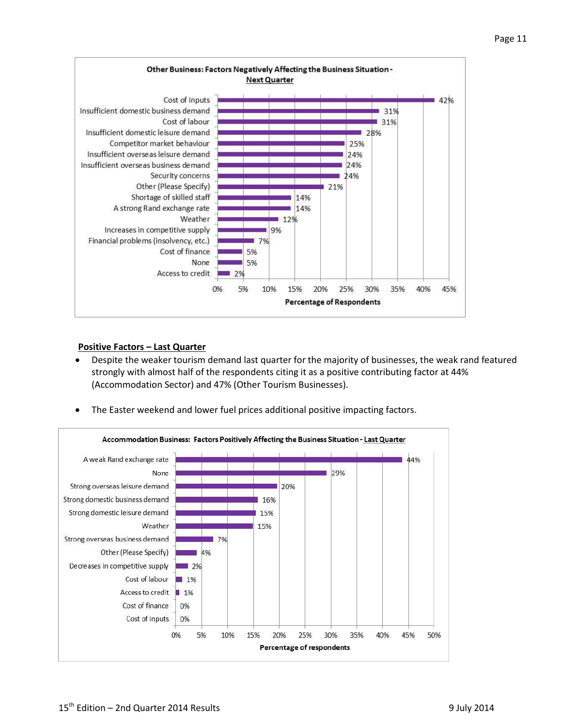**Other Business: Factors Negatively Affecting the Business Situation - Next Quarter**

| Factor | Percentage of Respondents |
|---|---|
| Cost of inputs | 42% |
| Insufficient domestic business demand | 31% |
| Cost of labour | 31% |
| Insufficient domestic leisure demand | 28% |
| Competitor market behaviour | 25% |
| Insufficient overseas leisure demand | 24% |
| Insufficient overseas business demand | 24% |
| Security concerns | 24% |
| Other (Please Specify) | 21% |
| Shortage of skilled staff | 14% |
| A strong Rand exchange rate | 14% |
| Weather | 12% |
| Increases in competitive supply | 9% |
| Financial problems (insolvency, etc.) | 7% |
| Cost of finance | 5% |
| None | 5% |
| Access to credit | 2% |

**Positive Factors – Last Quarter**

- Despite the weaker tourism demand last quarter for the majority of businesses, the weak rand featured strongly with almost half of the respondents citing it as a positive contributing factor at 44% (Accommodation Sector) and 47% (Other Tourism Businesses).

- The Easter weekend and lower fuel prices additional positive impacting factors.

**Accommodation Business: Factors Positively Affecting the Business Situation - Last Quarter**

| Factor | Percentage of respondents |
|---|---|
| A weak Rand exchange rate | 44% |
| None | 29% |
| Strong overseas leisure demand | 20% |
| Strong domestic business demand | 16% |
| Strong domestic leisure demand | 15% |
| Weather | 15% |
| Strong overseas business demand | 7% |
| Other (Please Specify) | 4% |
| Decreases in competitive supply | 2% |
| Cost of labour | 1% |
| Access to credit | 1% |
| Cost of finance | 0% |
| Cost of inputs | 0% |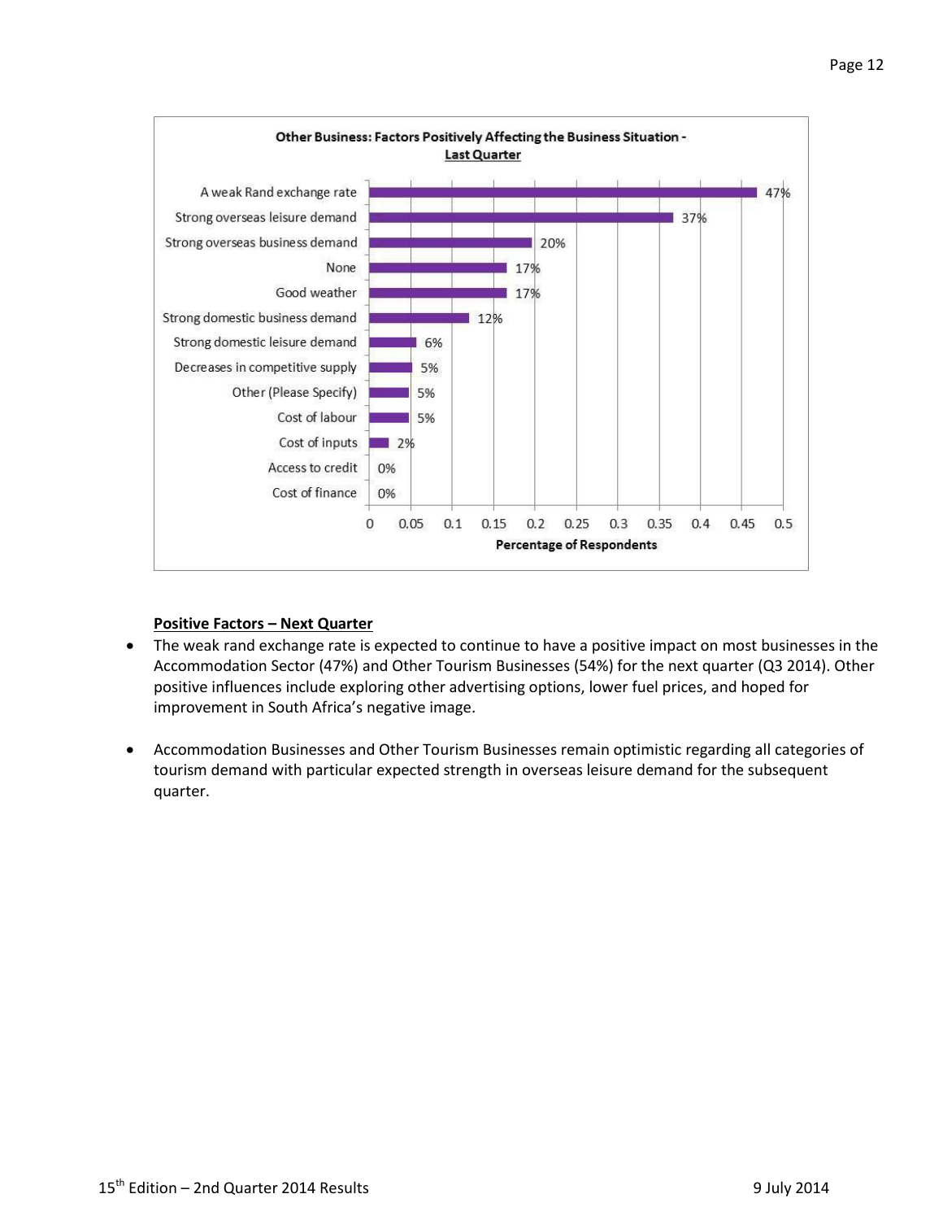**Other Business: Factors Positively Affecting the Business Situation - Last Quarter**

| Factor | Percentage of Respondents |
|---|---|
| A weak Rand exchange rate | 47% |
| Strong overseas leisure demand | 37% |
| Strong overseas business demand | 20% |
| None | 17% |
| Good weather | 17% |
| Strong domestic business demand | 12% |
| Strong domestic leisure demand | 6% |
| Decreases in competitive supply | 5% |
| Other (Please Specify) | 5% |
| Cost of labour | 5% |
| Cost of inputs | 2% |
| Access to credit | 0% |
| Cost of finance | 0% |

**Positive Factors – Next Quarter**

- The weak rand exchange rate is expected to continue to have a positive impact on most businesses in the Accommodation Sector (47%) and Other Tourism Businesses (54%) for the next quarter (Q3 2014). Other positive influences include exploring other advertising options, lower fuel prices, and hoped for improvement in South Africa's negative image.

- Accommodation Businesses and Other Tourism Businesses remain optimistic regarding all categories of tourism demand with particular expected strength in overseas leisure demand for the subsequent quarter.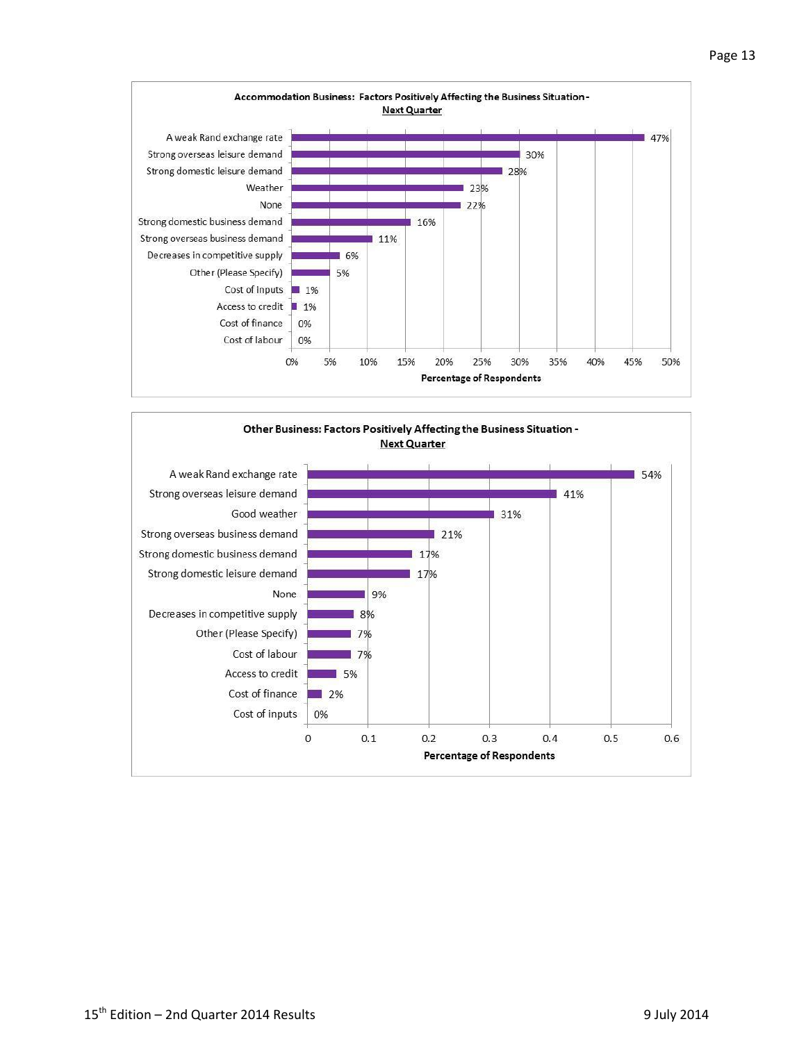**Accommodation Business: Factors Positively Affecting the Business Situation - Next Quarter**

| Factor | Percentage of Respondents |
| --- | --- |
| A weak Rand exchange rate | 47% |
| Strong overseas leisure demand | 30% |
| Strong domestic leisure demand | 28% |
| Weather | 23% |
| None | 22% |
| Strong domestic business demand | 16% |
| Strong overseas business demand | 11% |
| Decreases in competitive supply | 6% |
| Other (Please Specify) | 5% |
| Cost of inputs | 1% |
| Access to credit | 1% |
| Cost of finance | 0% |
| Cost of labour | 0% |

**Other Business: Factors Positively Affecting the Business Situation - Next Quarter**

| Factor | Percentage of Respondents |
| --- | --- |
| A weak Rand exchange rate | 54% |
| Strong overseas leisure demand | 41% |
| Good weather | 31% |
| Strong overseas business demand | 21% |
| Strong domestic business demand | 17% |
| Strong domestic leisure demand | 17% |
| None | 9% |
| Decreases in competitive supply | 8% |
| Other (Please Specify) | 7% |
| Cost of labour | 7% |
| Access to credit | 5% |
| Cost of finance | 2% |
| Cost of inputs | 0% |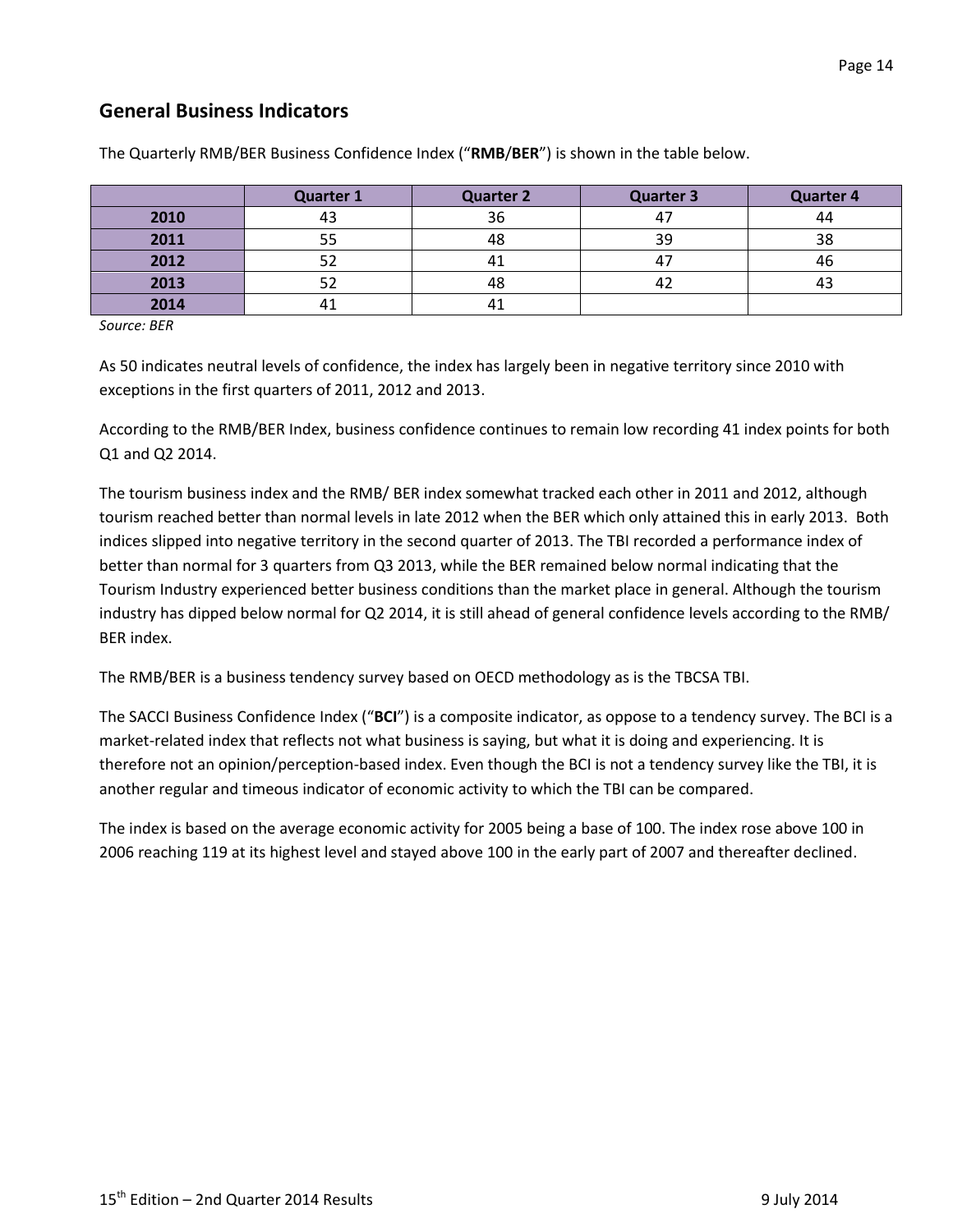## General Business Indicators

The Quarterly RMB/BER Business Confidence Index ("**RMB**/**BER**") is shown in the table below.

| | Quarter 1 | Quarter 2 | Quarter 3 | Quarter 4 |
|---|---|---|---|---|
| **2010** | 43 | 36 | 47 | 44 |
| **2011** | 55 | 48 | 39 | 38 |
| **2012** | 52 | 41 | 47 | 46 |
| **2013** | 52 | 48 | 42 | 43 |
| **2014** | 41 | 41 | | |

*Source: BER*

As 50 indicates neutral levels of confidence, the index has largely been in negative territory since 2010 with exceptions in the first quarters of 2011, 2012 and 2013.

According to the RMB/BER Index, business confidence continues to remain low recording 41 index points for both Q1 and Q2 2014.

The tourism business index and the RMB/ BER index somewhat tracked each other in 2011 and 2012, although tourism reached better than normal levels in late 2012 when the BER which only attained this in early 2013. Both indices slipped into negative territory in the second quarter of 2013. The TBI recorded a performance index of better than normal for 3 quarters from Q3 2013, while the BER remained below normal indicating that the Tourism Industry experienced better business conditions than the market place in general. Although the tourism industry has dipped below normal for Q2 2014, it is still ahead of general confidence levels according to the RMB/ BER index.

The RMB/BER is a business tendency survey based on OECD methodology as is the TBCSA TBI.

The SACCI Business Confidence Index ("**BCI**") is a composite indicator, as oppose to a tendency survey. The BCI is a market-related index that reflects not what business is saying, but what it is doing and experiencing. It is therefore not an opinion/perception-based index. Even though the BCI is not a tendency survey like the TBI, it is another regular and timeous indicator of economic activity to which the TBI can be compared.

The index is based on the average economic activity for 2005 being a base of 100. The index rose above 100 in 2006 reaching 119 at its highest level and stayed above 100 in the early part of 2007 and thereafter declined.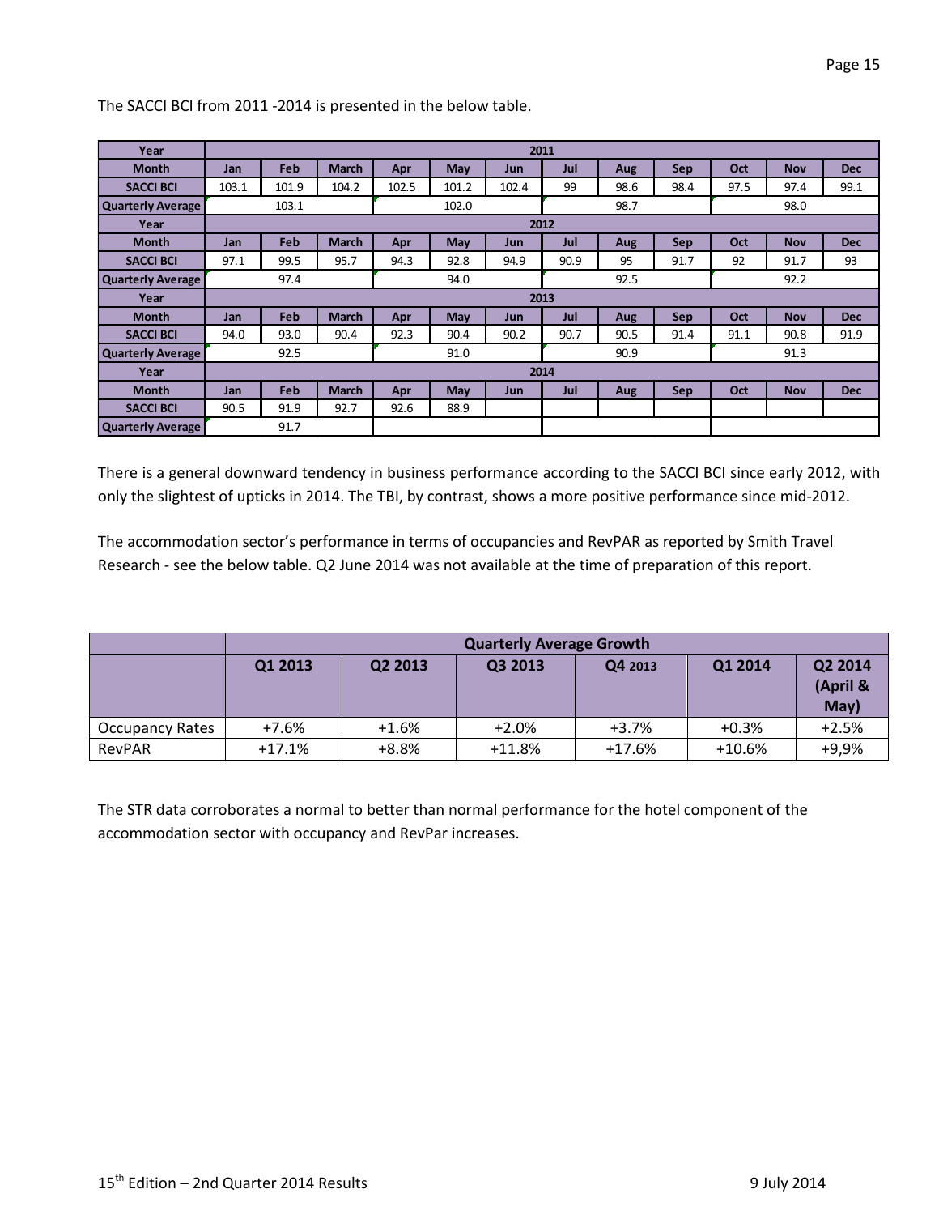The SACCI BCI from 2011 -2014 is presented in the below table.

| Year | 2011 | | | | | | | | | | | |
|---|---|---|---|---|---|---|---|---|---|---|---|---|
| Month | Jan | Feb | March | Apr | May | Jun | Jul | Aug | Sep | Oct | Nov | Dec |
| SACCI BCI | 103.1 | 101.9 | 104.2 | 102.5 | 101.2 | 102.4 | 99 | 98.6 | 98.4 | 97.5 | 97.4 | 99.1 |
| Quarterly Average | | 103.1 | | | 102.0 | | | 98.7 | | | 98.0 | |
| Year | 2012 | | | | | | | | | | | |
| Month | Jan | Feb | March | Apr | May | Jun | Jul | Aug | Sep | Oct | Nov | Dec |
| SACCI BCI | 97.1 | 99.5 | 95.7 | 94.3 | 92.8 | 94.9 | 90.9 | 95 | 91.7 | 92 | 91.7 | 93 |
| Quarterly Average | | 97.4 | | | 94.0 | | | 92.5 | | | 92.2 | |
| Year | 2013 | | | | | | | | | | | |
| Month | Jan | Feb | March | Apr | May | Jun | Jul | Aug | Sep | Oct | Nov | Dec |
| SACCI BCI | 94.0 | 93.0 | 90.4 | 92.3 | 90.4 | 90.2 | 90.7 | 90.5 | 91.4 | 91.1 | 90.8 | 91.9 |
| Quarterly Average | | 92.5 | | | 91.0 | | | 90.9 | | | 91.3 | |
| Year | 2014 | | | | | | | | | | | |
| Month | Jan | Feb | March | Apr | May | Jun | Jul | Aug | Sep | Oct | Nov | Dec |
| SACCI BCI | 90.5 | 91.9 | 92.7 | 92.6 | 88.9 | | | | | | | |
| Quarterly Average | | 91.7 | | | | | | | | | | |

There is a general downward tendency in business performance according to the SACCI BCI since early 2012, with only the slightest of upticks in 2014. The TBI, by contrast, shows a more positive performance since mid-2012.

The accommodation sector's performance in terms of occupancies and RevPAR as reported by Smith Travel Research - see the below table. Q2 June 2014 was not available at the time of preparation of this report.

| | Quarterly Average Growth | | | | | |
|---|---|---|---|---|---|---|
| | Q1 2013 | Q2 2013 | Q3 2013 | Q4 2013 | Q1 2014 | Q2 2014 (April & May) |
| Occupancy Rates | +7.6% | +1.6% | +2.0% | +3.7% | +0.3% | +2.5% |
| RevPAR | +17.1% | +8.8% | +11.8% | +17.6% | +10.6% | +9,9% |

The STR data corroborates a normal to better than normal performance for the hotel component of the accommodation sector with occupancy and RevPar increases.